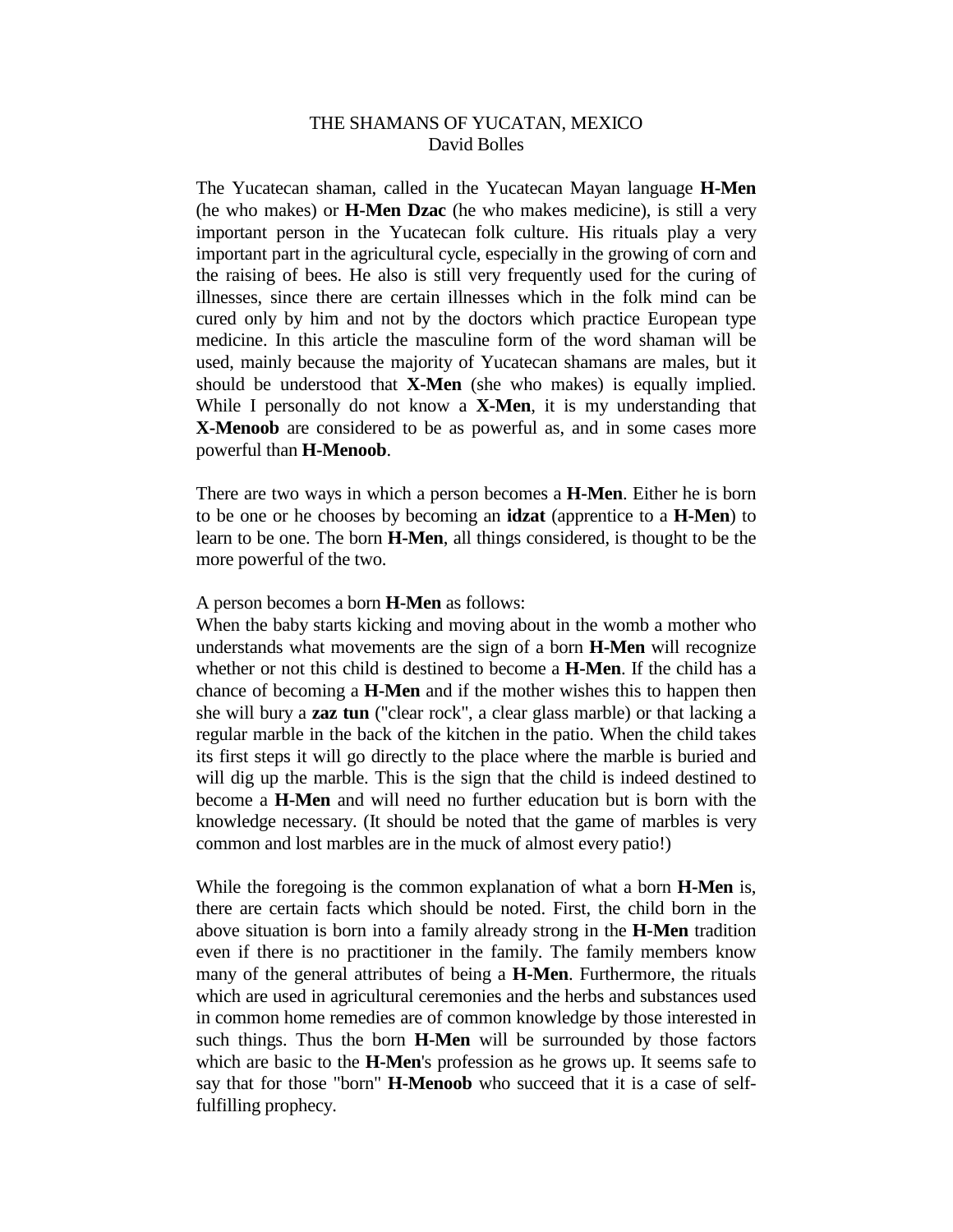# THE SHAMANS OF YUCATAN, MEXICO

David Bolles

The Yucatecan shaman, called in the Yucatecan Mayan language **H-Men** (he who makes) or **H-Men Dzac** (he who makes medicine), is still a very important person in the Yucatecan folk culture. His rituals play a very important part in the agricultural cycle, especially in the growing of corn and the raising of bees. He also is still very frequently used for the curing of illnesses, since there are certain illnesses which in the folk mind can be cured only by him and not by the doctors which practice European type medicine. In this article the masculine form of the word shaman will be used, mainly because the majority of Yucatecan shamans are males, but it should be understood that **X-Men** (she who makes) is equally implied. While I personally do not know a **X-Men**, it is my understanding that **X-Menoob** are considered to be as powerful as, and in some cases more powerful than **H-Menoob**.

There are two ways in which a person becomes a **H-Men**. Either he is born to be one or he chooses by becoming an **idzat** (apprentice to a **H-Men**) to learn to be one. The born **H-Men**, all things considered, is thought to be the more powerful of the two.

A person becomes a born **H-Men** as follows:
When the baby starts kicking and moving about in the womb a mother who understands what movements are the sign of a born **H-Men** will recognize whether or not this child is destined to become a **H-Men**. If the child has a chance of becoming a **H-Men** and if the mother wishes this to happen then she will bury a **zaz tun** ("clear rock", a clear glass marble) or that lacking a regular marble in the back of the kitchen in the patio. When the child takes its first steps it will go directly to the place where the marble is buried and will dig up the marble. This is the sign that the child is indeed destined to become a **H-Men** and will need no further education but is born with the knowledge necessary. (It should be noted that the game of marbles is very common and lost marbles are in the muck of almost every patio!)

While the foregoing is the common explanation of what a born **H-Men** is, there are certain facts which should be noted. First, the child born in the above situation is born into a family already strong in the **H-Men** tradition even if there is no practitioner in the family. The family members know many of the general attributes of being a **H-Men**. Furthermore, the rituals which are used in agricultural ceremonies and the herbs and substances used in common home remedies are of common knowledge by those interested in such things. Thus the born **H-Men** will be surrounded by those factors which are basic to the **H-Men**'s profession as he grows up. It seems safe to say that for those "born" **H-Menoob** who succeed that it is a case of self-fulfilling prophecy.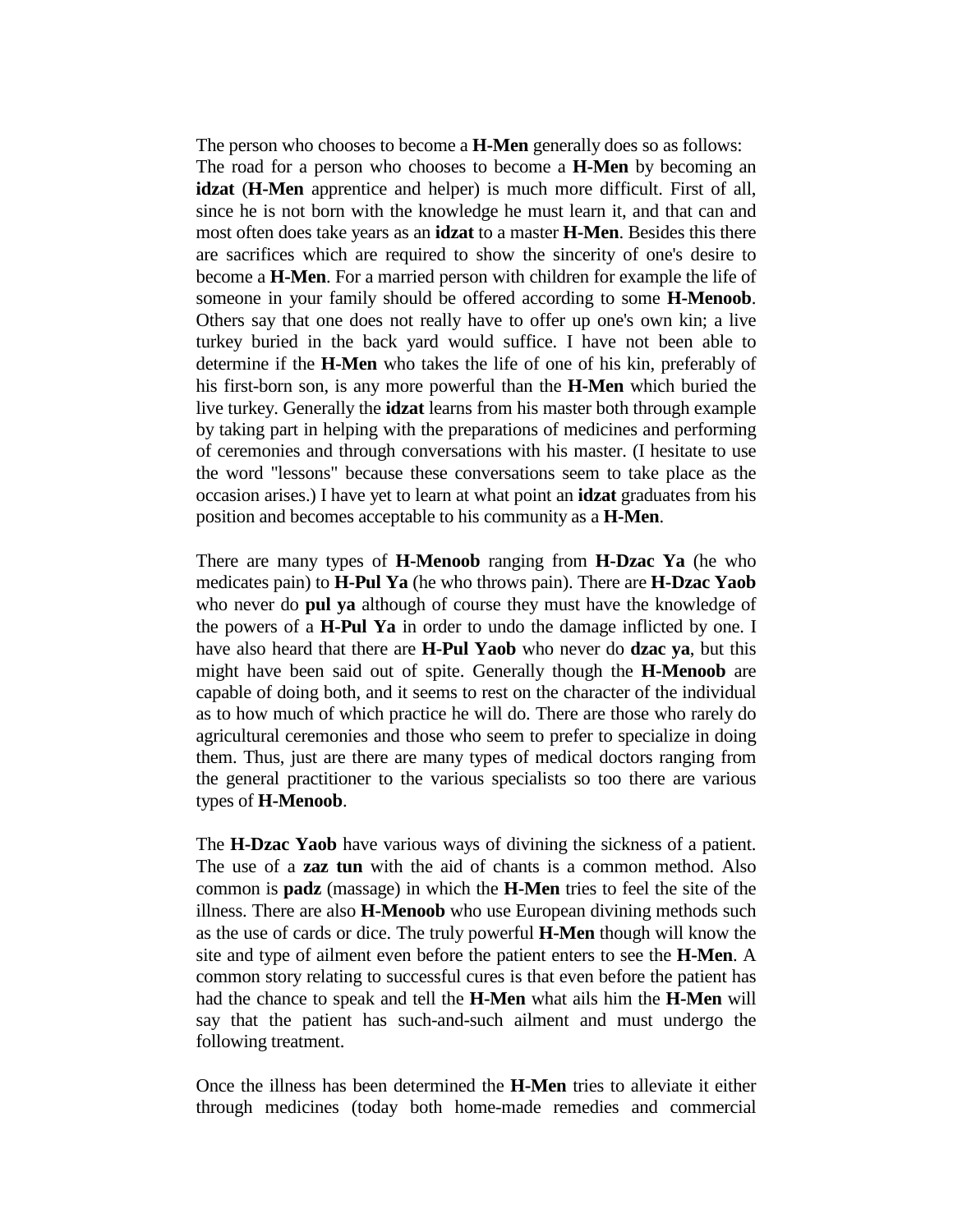The person who chooses to become a **H-Men** generally does so as follows:
The road for a person who chooses to become a **H-Men** by becoming an **idzat** (**H-Men** apprentice and helper) is much more difficult. First of all, since he is not born with the knowledge he must learn it, and that can and most often does take years as an **idzat** to a master **H-Men**. Besides this there are sacrifices which are required to show the sincerity of one's desire to become a **H-Men**. For a married person with children for example the life of someone in your family should be offered according to some **H-Menoob**. Others say that one does not really have to offer up one's own kin; a live turkey buried in the back yard would suffice. I have not been able to determine if the **H-Men** who takes the life of one of his kin, preferably of his first-born son, is any more powerful than the **H-Men** which buried the live turkey. Generally the **idzat** learns from his master both through example by taking part in helping with the preparations of medicines and performing of ceremonies and through conversations with his master. (I hesitate to use the word "lessons" because these conversations seem to take place as the occasion arises.) I have yet to learn at what point an **idzat** graduates from his position and becomes acceptable to his community as a **H-Men**.

There are many types of **H-Menoob** ranging from **H-Dzac Ya** (he who medicates pain) to **H-Pul Ya** (he who throws pain). There are **H-Dzac Yaob** who never do **pul ya** although of course they must have the knowledge of the powers of a **H-Pul Ya** in order to undo the damage inflicted by one. I have also heard that there are **H-Pul Yaob** who never do **dzac ya**, but this might have been said out of spite. Generally though the **H-Menoob** are capable of doing both, and it seems to rest on the character of the individual as to how much of which practice he will do. There are those who rarely do agricultural ceremonies and those who seem to prefer to specialize in doing them. Thus, just are there are many types of medical doctors ranging from the general practitioner to the various specialists so too there are various types of **H-Menoob**.

The **H-Dzac Yaob** have various ways of divining the sickness of a patient. The use of a **zaz tun** with the aid of chants is a common method. Also common is **padz** (massage) in which the **H-Men** tries to feel the site of the illness. There are also **H-Menoob** who use European divining methods such as the use of cards or dice. The truly powerful **H-Men** though will know the site and type of ailment even before the patient enters to see the **H-Men**. A common story relating to successful cures is that even before the patient has had the chance to speak and tell the **H-Men** what ails him the **H-Men** will say that the patient has such-and-such ailment and must undergo the following treatment.

Once the illness has been determined the **H-Men** tries to alleviate it either through medicines (today both home-made remedies and commercial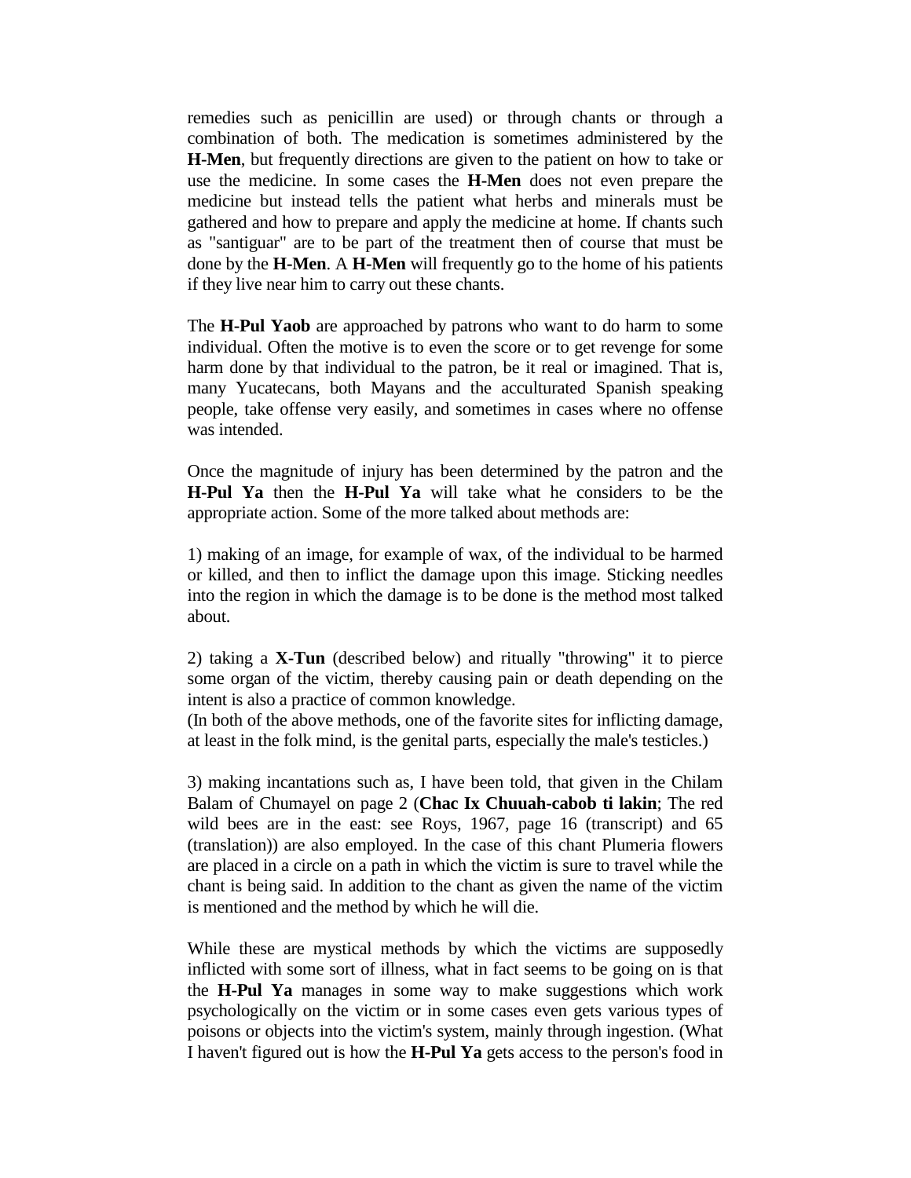remedies such as penicillin are used) or through chants or through a combination of both. The medication is sometimes administered by the **H-Men**, but frequently directions are given to the patient on how to take or use the medicine. In some cases the **H-Men** does not even prepare the medicine but instead tells the patient what herbs and minerals must be gathered and how to prepare and apply the medicine at home. If chants such as "santiguar" are to be part of the treatment then of course that must be done by the **H-Men**. A **H-Men** will frequently go to the home of his patients if they live near him to carry out these chants.

The **H-Pul Yaob** are approached by patrons who want to do harm to some individual. Often the motive is to even the score or to get revenge for some harm done by that individual to the patron, be it real or imagined. That is, many Yucatecans, both Mayans and the acculturated Spanish speaking people, take offense very easily, and sometimes in cases where no offense was intended.

Once the magnitude of injury has been determined by the patron and the **H-Pul Ya** then the **H-Pul Ya** will take what he considers to be the appropriate action. Some of the more talked about methods are:

1) making of an image, for example of wax, of the individual to be harmed or killed, and then to inflict the damage upon this image. Sticking needles into the region in which the damage is to be done is the method most talked about.

2) taking a **X-Tun** (described below) and ritually "throwing" it to pierce some organ of the victim, thereby causing pain or death depending on the intent is also a practice of common knowledge.
(In both of the above methods, one of the favorite sites for inflicting damage, at least in the folk mind, is the genital parts, especially the male's testicles.)

3) making incantations such as, I have been told, that given in the Chilam Balam of Chumayel on page 2 (**Chac Ix Chuuah-cabob ti lakin**; The red wild bees are in the east: see Roys, 1967, page 16 (transcript) and 65 (translation)) are also employed. In the case of this chant Plumeria flowers are placed in a circle on a path in which the victim is sure to travel while the chant is being said. In addition to the chant as given the name of the victim is mentioned and the method by which he will die.

While these are mystical methods by which the victims are supposedly inflicted with some sort of illness, what in fact seems to be going on is that the **H-Pul Ya** manages in some way to make suggestions which work psychologically on the victim or in some cases even gets various types of poisons or objects into the victim's system, mainly through ingestion. (What I haven't figured out is how the **H-Pul Ya** gets access to the person's food in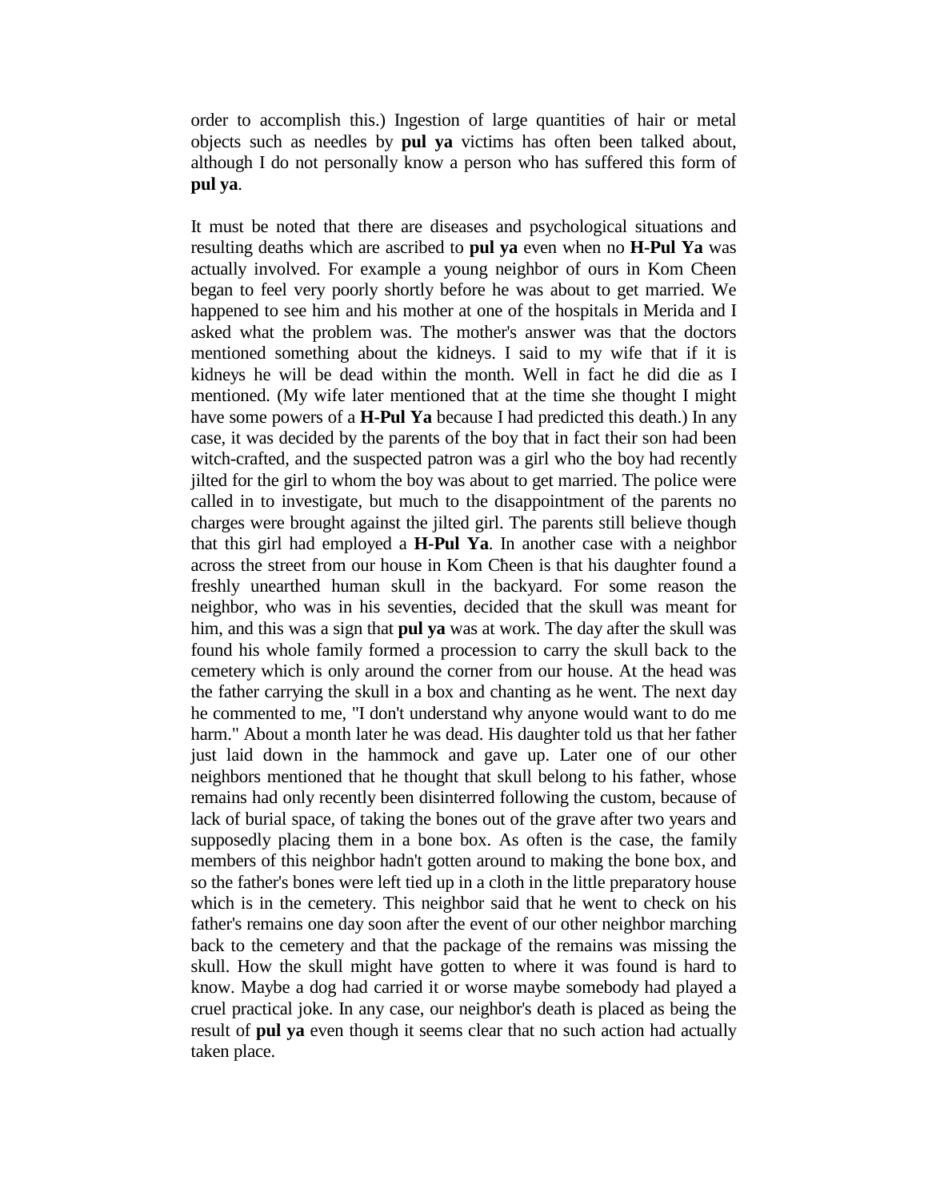order to accomplish this.) Ingestion of large quantities of hair or metal objects such as needles by **pul ya** victims has often been talked about, although I do not personally know a person who has suffered this form of **pul ya**.

It must be noted that there are diseases and psychological situations and resulting deaths which are ascribed to **pul ya** even when no **H-Pul Ya** was actually involved. For example a young neighbor of ours in Kom Cħeen began to feel very poorly shortly before he was about to get married. We happened to see him and his mother at one of the hospitals in Merida and I asked what the problem was. The mother's answer was that the doctors mentioned something about the kidneys. I said to my wife that if it is kidneys he will be dead within the month. Well in fact he did die as I mentioned. (My wife later mentioned that at the time she thought I might have some powers of a **H-Pul Ya** because I had predicted this death.) In any case, it was decided by the parents of the boy that in fact their son had been witch-crafted, and the suspected patron was a girl who the boy had recently jilted for the girl to whom the boy was about to get married. The police were called in to investigate, but much to the disappointment of the parents no charges were brought against the jilted girl. The parents still believe though that this girl had employed a **H-Pul Ya**. In another case with a neighbor across the street from our house in Kom Cħeen is that his daughter found a freshly unearthed human skull in the backyard. For some reason the neighbor, who was in his seventies, decided that the skull was meant for him, and this was a sign that **pul ya** was at work. The day after the skull was found his whole family formed a procession to carry the skull back to the cemetery which is only around the corner from our house. At the head was the father carrying the skull in a box and chanting as he went. The next day he commented to me, "I don't understand why anyone would want to do me harm." About a month later he was dead. His daughter told us that her father just laid down in the hammock and gave up. Later one of our other neighbors mentioned that he thought that skull belong to his father, whose remains had only recently been disinterred following the custom, because of lack of burial space, of taking the bones out of the grave after two years and supposedly placing them in a bone box. As often is the case, the family members of this neighbor hadn't gotten around to making the bone box, and so the father's bones were left tied up in a cloth in the little preparatory house which is in the cemetery. This neighbor said that he went to check on his father's remains one day soon after the event of our other neighbor marching back to the cemetery and that the package of the remains was missing the skull. How the skull might have gotten to where it was found is hard to know. Maybe a dog had carried it or worse maybe somebody had played a cruel practical joke. In any case, our neighbor's death is placed as being the result of **pul ya** even though it seems clear that no such action had actually taken place.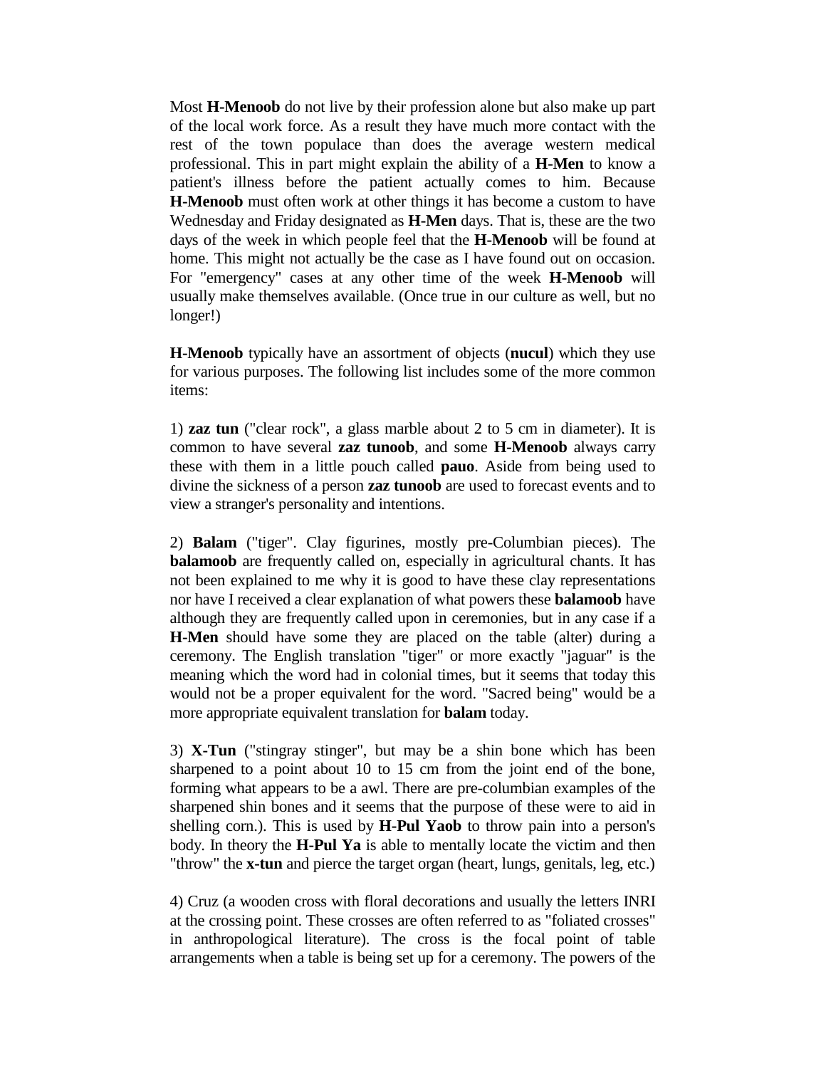Most **H-Menoob** do not live by their profession alone but also make up part of the local work force. As a result they have much more contact with the rest of the town populace than does the average western medical professional. This in part might explain the ability of a **H-Men** to know a patient's illness before the patient actually comes to him. Because **H-Menoob** must often work at other things it has become a custom to have Wednesday and Friday designated as **H-Men** days. That is, these are the two days of the week in which people feel that the **H-Menoob** will be found at home. This might not actually be the case as I have found out on occasion. For "emergency" cases at any other time of the week **H-Menoob** will usually make themselves available. (Once true in our culture as well, but no longer!)

**H-Menoob** typically have an assortment of objects (**nucul**) which they use for various purposes. The following list includes some of the more common items:

1) **zaz tun** ("clear rock", a glass marble about 2 to 5 cm in diameter). It is common to have several **zaz tunoob**, and some **H-Menoob** always carry these with them in a little pouch called **pauo**. Aside from being used to divine the sickness of a person **zaz tunoob** are used to forecast events and to view a stranger's personality and intentions.

2) **Balam** ("tiger". Clay figurines, mostly pre-Columbian pieces). The **balamoob** are frequently called on, especially in agricultural chants. It has not been explained to me why it is good to have these clay representations nor have I received a clear explanation of what powers these **balamoob** have although they are frequently called upon in ceremonies, but in any case if a **H-Men** should have some they are placed on the table (alter) during a ceremony. The English translation "tiger" or more exactly "jaguar" is the meaning which the word had in colonial times, but it seems that today this would not be a proper equivalent for the word. "Sacred being" would be a more appropriate equivalent translation for **balam** today.

3) **X-Tun** ("stingray stinger", but may be a shin bone which has been sharpened to a point about 10 to 15 cm from the joint end of the bone, forming what appears to be a awl. There are pre-columbian examples of the sharpened shin bones and it seems that the purpose of these were to aid in shelling corn.). This is used by **H-Pul Yaob** to throw pain into a person's body. In theory the **H-Pul Ya** is able to mentally locate the victim and then "throw" the **x-tun** and pierce the target organ (heart, lungs, genitals, leg, etc.)

4) Cruz (a wooden cross with floral decorations and usually the letters INRI at the crossing point. These crosses are often referred to as "foliated crosses" in anthropological literature). The cross is the focal point of table arrangements when a table is being set up for a ceremony. The powers of the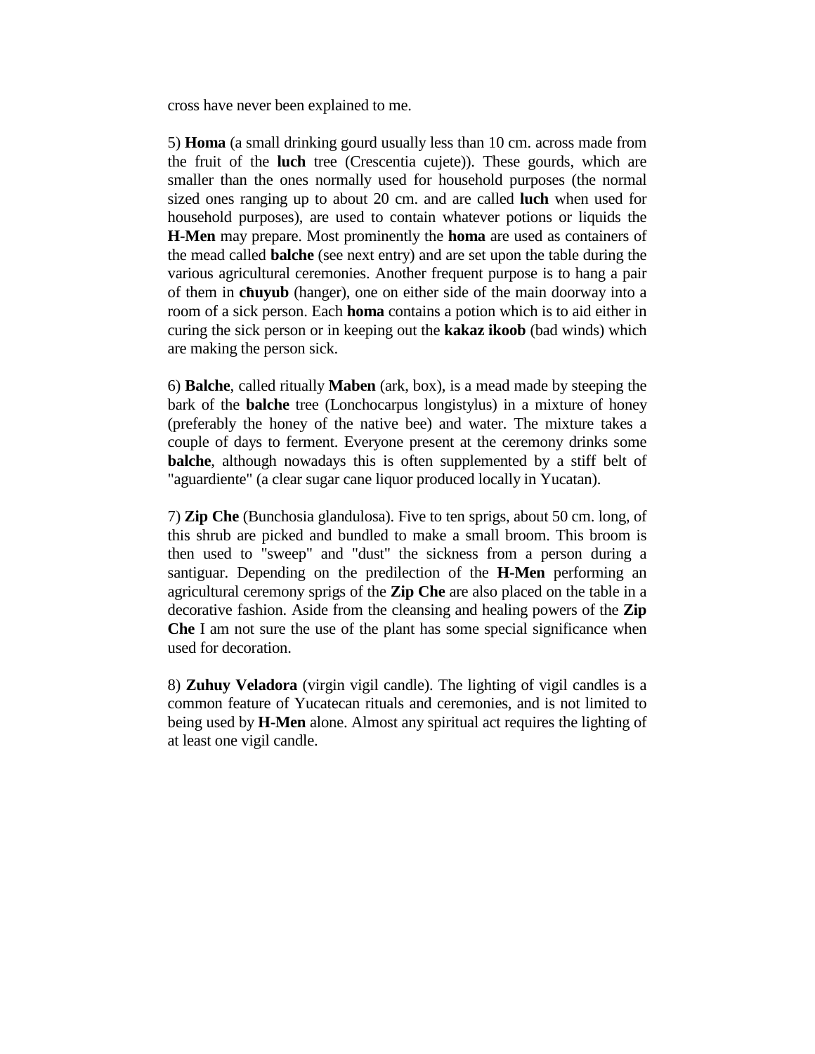cross have never been explained to me.

5) **Homa** (a small drinking gourd usually less than 10 cm. across made from the fruit of the **luch** tree (Crescentia cujete)). These gourds, which are smaller than the ones normally used for household purposes (the normal sized ones ranging up to about 20 cm. and are called **luch** when used for household purposes), are used to contain whatever potions or liquids the **H-Men** may prepare. Most prominently the **homa** are used as containers of the mead called **balche** (see next entry) and are set upon the table during the various agricultural ceremonies. Another frequent purpose is to hang a pair of them in **c̄huyub** (hanger), one on either side of the main doorway into a room of a sick person. Each **homa** contains a potion which is to aid either in curing the sick person or in keeping out the **kakaz ikoob** (bad winds) which are making the person sick.

6) **Balche**, called ritually **Maben** (ark, box), is a mead made by steeping the bark of the **balche** tree (Lonchocarpus longistylus) in a mixture of honey (preferably the honey of the native bee) and water. The mixture takes a couple of days to ferment. Everyone present at the ceremony drinks some **balche**, although nowadays this is often supplemented by a stiff belt of "aguardiente" (a clear sugar cane liquor produced locally in Yucatan).

7) **Zip Che** (Bunchosia glandulosa). Five to ten sprigs, about 50 cm. long, of this shrub are picked and bundled to make a small broom. This broom is then used to "sweep" and "dust" the sickness from a person during a santiguar. Depending on the predilection of the **H-Men** performing an agricultural ceremony sprigs of the **Zip Che** are also placed on the table in a decorative fashion. Aside from the cleansing and healing powers of the **Zip Che** I am not sure the use of the plant has some special significance when used for decoration.

8) **Zuhuy Veladora** (virgin vigil candle). The lighting of vigil candles is a common feature of Yucatecan rituals and ceremonies, and is not limited to being used by **H-Men** alone. Almost any spiritual act requires the lighting of at least one vigil candle.